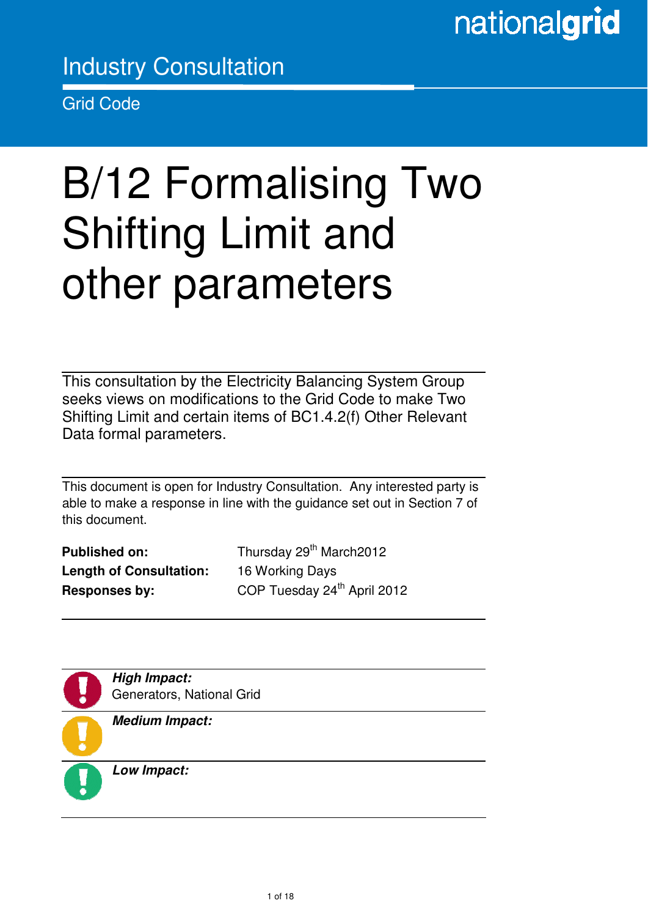Industry Consultation

Grid Code

# B/12 Formalising Two Shifting Limit and other parameters

This consultation by the Electricity Balancing System Group seeks views on modifications to the Grid Code to make Two Shifting Limit and certain items of BC1.4.2(f) Other Relevant Data formal parameters.

This document is open for Industry Consultation. Any interested party is able to make a response in line with the guidance set out in Section 7 of this document.

| | |
|---|---|
| **Published on:** | Thursday 29th March2012 |
| **Length of Consultation:** | 16 Working Days |
| **Responses by:** | COP Tuesday 24th April 2012 |

***High Impact:***
Generators, National Grid

***Medium Impact:***

***Low Impact:***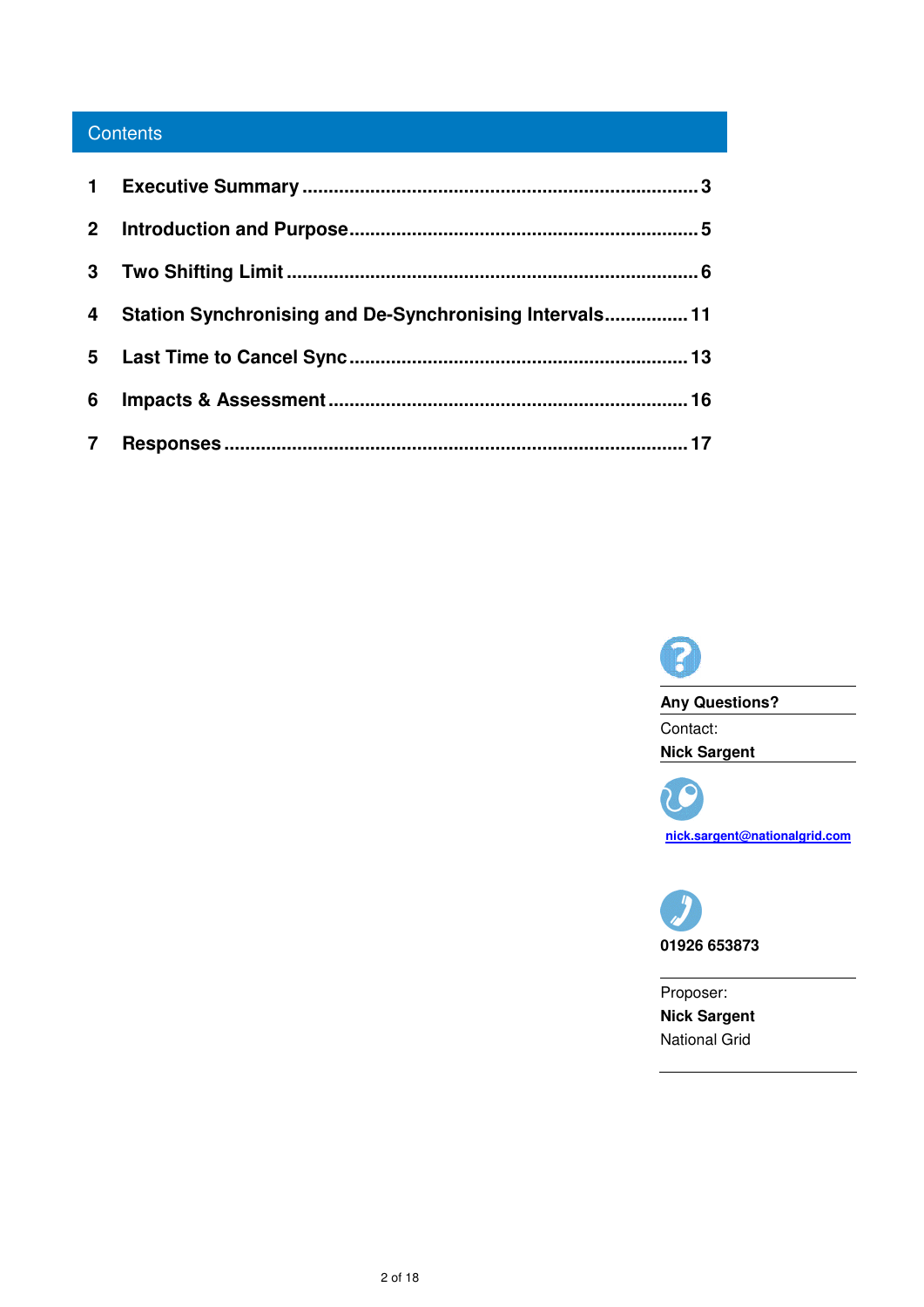# Contents

1 **Executive Summary** .......... 3

2 **Introduction and Purpose** .......... 5

3 **Two Shifting Limit** .......... 6

4 **Station Synchronising and De-Synchronising Intervals** .......... 11

5 **Last Time to Cancel Sync** .......... 13

6 **Impacts & Assessment** .......... 16

7 **Responses** .......... 17

**Any Questions?**

Contact:

**Nick Sargent**

nick.sargent@nationalgrid.com

**01926 653873**

Proposer:

**Nick Sargent**

National Grid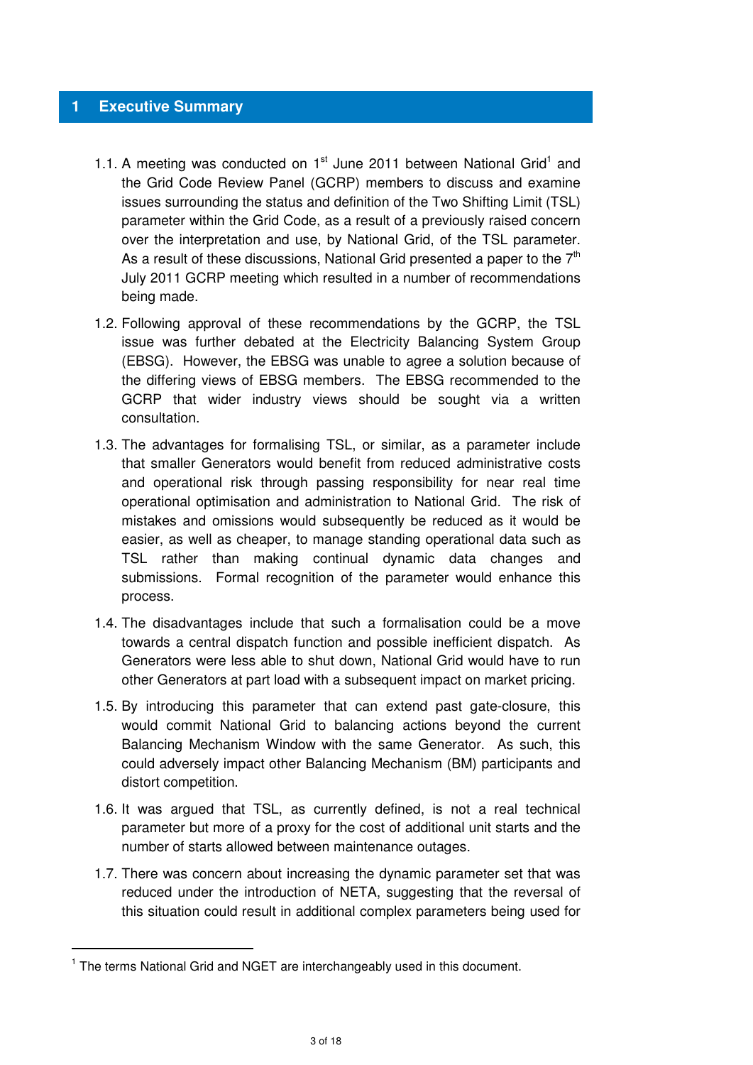# 1 Executive Summary

1.1. A meeting was conducted on 1st June 2011 between National Grid[1] and the Grid Code Review Panel (GCRP) members to discuss and examine issues surrounding the status and definition of the Two Shifting Limit (TSL) parameter within the Grid Code, as a result of a previously raised concern over the interpretation and use, by National Grid, of the TSL parameter. As a result of these discussions, National Grid presented a paper to the 7th July 2011 GCRP meeting which resulted in a number of recommendations being made.

1.2. Following approval of these recommendations by the GCRP, the TSL issue was further debated at the Electricity Balancing System Group (EBSG). However, the EBSG was unable to agree a solution because of the differing views of EBSG members. The EBSG recommended to the GCRP that wider industry views should be sought via a written consultation.

1.3. The advantages for formalising TSL, or similar, as a parameter include that smaller Generators would benefit from reduced administrative costs and operational risk through passing responsibility for near real time operational optimisation and administration to National Grid. The risk of mistakes and omissions would subsequently be reduced as it would be easier, as well as cheaper, to manage standing operational data such as TSL rather than making continual dynamic data changes and submissions. Formal recognition of the parameter would enhance this process.

1.4. The disadvantages include that such a formalisation could be a move towards a central dispatch function and possible inefficient dispatch. As Generators were less able to shut down, National Grid would have to run other Generators at part load with a subsequent impact on market pricing.

1.5. By introducing this parameter that can extend past gate-closure, this would commit National Grid to balancing actions beyond the current Balancing Mechanism Window with the same Generator. As such, this could adversely impact other Balancing Mechanism (BM) participants and distort competition.

1.6. It was argued that TSL, as currently defined, is not a real technical parameter but more of a proxy for the cost of additional unit starts and the number of starts allowed between maintenance outages.

1.7. There was concern about increasing the dynamic parameter set that was reduced under the introduction of NETA, suggesting that the reversal of this situation could result in additional complex parameters being used for

[1] The terms National Grid and NGET are interchangeably used in this document.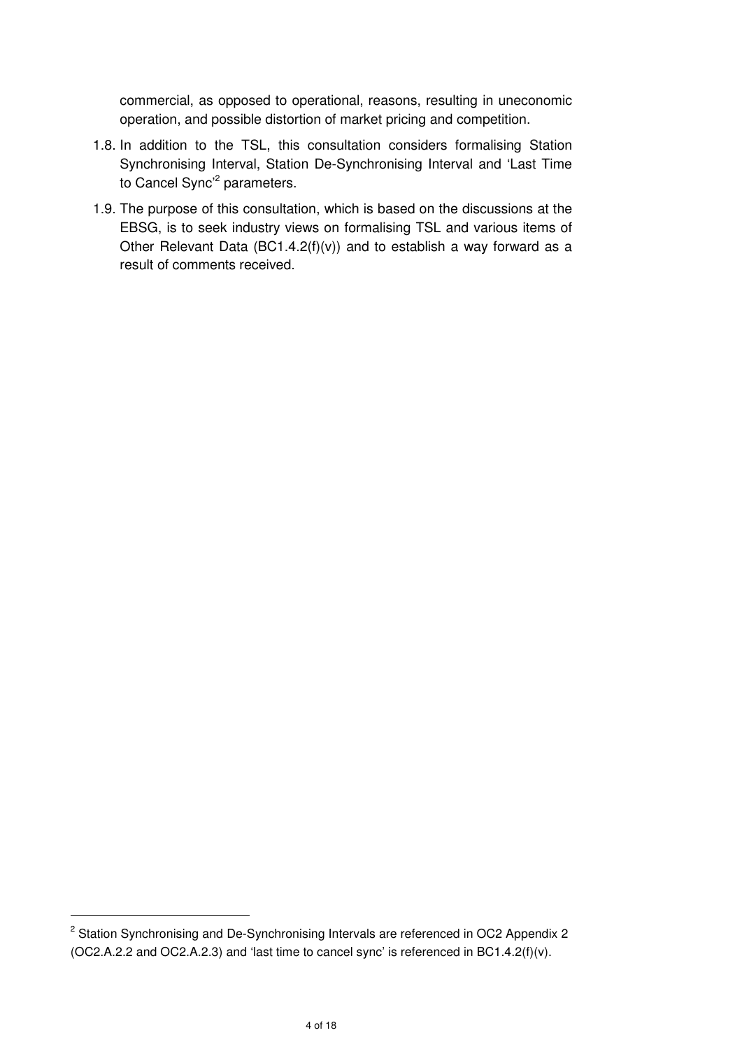commercial, as opposed to operational, reasons, resulting in uneconomic operation, and possible distortion of market pricing and competition.

1.8. In addition to the TSL, this consultation considers formalising Station Synchronising Interval, Station De-Synchronising Interval and 'Last Time to Cancel Sync'[2] parameters.

1.9. The purpose of this consultation, which is based on the discussions at the EBSG, is to seek industry views on formalising TSL and various items of Other Relevant Data (BC1.4.2(f)(v)) and to establish a way forward as a result of comments received.

[2] Station Synchronising and De-Synchronising Intervals are referenced in OC2 Appendix 2 (OC2.A.2.2 and OC2.A.2.3) and 'last time to cancel sync' is referenced in BC1.4.2(f)(v).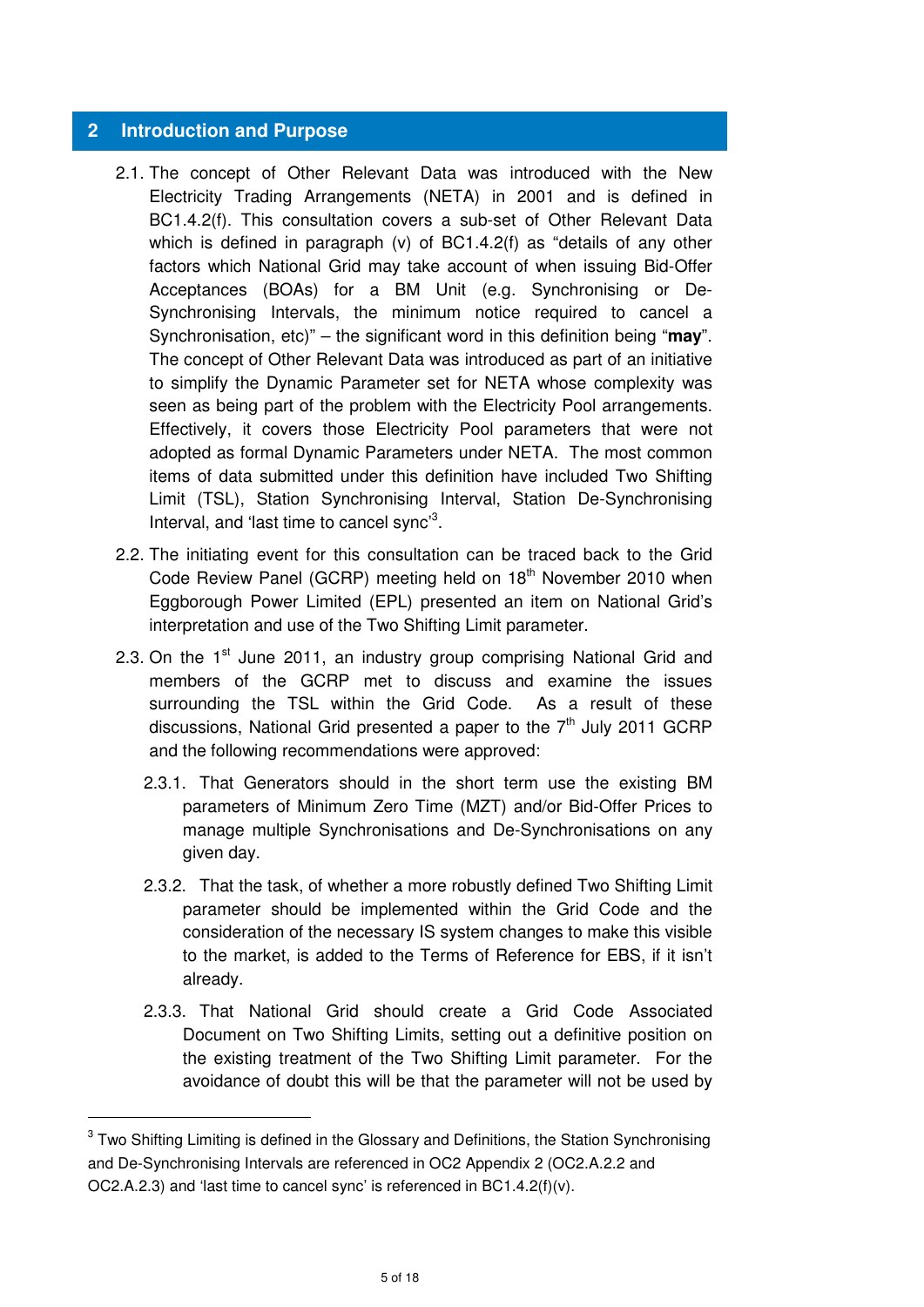## 2 Introduction and Purpose

2.1. The concept of Other Relevant Data was introduced with the New Electricity Trading Arrangements (NETA) in 2001 and is defined in BC1.4.2(f). This consultation covers a sub-set of Other Relevant Data which is defined in paragraph (v) of BC1.4.2(f) as "details of any other factors which National Grid may take account of when issuing Bid-Offer Acceptances (BOAs) for a BM Unit (e.g. Synchronising or De-Synchronising Intervals, the minimum notice required to cancel a Synchronisation, etc)" – the significant word in this definition being "**may**". The concept of Other Relevant Data was introduced as part of an initiative to simplify the Dynamic Parameter set for NETA whose complexity was seen as being part of the problem with the Electricity Pool arrangements. Effectively, it covers those Electricity Pool parameters that were not adopted as formal Dynamic Parameters under NETA. The most common items of data submitted under this definition have included Two Shifting Limit (TSL), Station Synchronising Interval, Station De-Synchronising Interval, and 'last time to cancel sync'[3].

2.2. The initiating event for this consultation can be traced back to the Grid Code Review Panel (GCRP) meeting held on 18th November 2010 when Eggborough Power Limited (EPL) presented an item on National Grid's interpretation and use of the Two Shifting Limit parameter.

2.3. On the 1st June 2011, an industry group comprising National Grid and members of the GCRP met to discuss and examine the issues surrounding the TSL within the Grid Code. As a result of these discussions, National Grid presented a paper to the 7th July 2011 GCRP and the following recommendations were approved:

   2.3.1. That Generators should in the short term use the existing BM parameters of Minimum Zero Time (MZT) and/or Bid-Offer Prices to manage multiple Synchronisations and De-Synchronisations on any given day.

   2.3.2. That the task, of whether a more robustly defined Two Shifting Limit parameter should be implemented within the Grid Code and the consideration of the necessary IS system changes to make this visible to the market, is added to the Terms of Reference for EBS, if it isn't already.

   2.3.3. That National Grid should create a Grid Code Associated Document on Two Shifting Limits, setting out a definitive position on the existing treatment of the Two Shifting Limit parameter. For the avoidance of doubt this will be that the parameter will not be used by

---

[3] Two Shifting Limiting is defined in the Glossary and Definitions, the Station Synchronising and De-Synchronising Intervals are referenced in OC2 Appendix 2 (OC2.A.2.2 and OC2.A.2.3) and 'last time to cancel sync' is referenced in BC1.4.2(f)(v).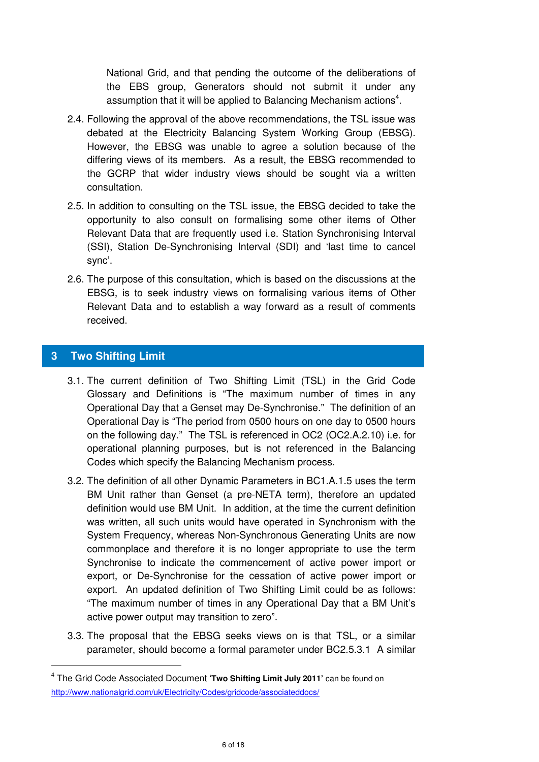National Grid, and that pending the outcome of the deliberations of the EBS group, Generators should not submit it under any assumption that it will be applied to Balancing Mechanism actions[4].

2.4. Following the approval of the above recommendations, the TSL issue was debated at the Electricity Balancing System Working Group (EBSG). However, the EBSG was unable to agree a solution because of the differing views of its members. As a result, the EBSG recommended to the GCRP that wider industry views should be sought via a written consultation.

2.5. In addition to consulting on the TSL issue, the EBSG decided to take the opportunity to also consult on formalising some other items of Other Relevant Data that are frequently used i.e. Station Synchronising Interval (SSI), Station De-Synchronising Interval (SDI) and 'last time to cancel sync'.

2.6. The purpose of this consultation, which is based on the discussions at the EBSG, is to seek industry views on formalising various items of Other Relevant Data and to establish a way forward as a result of comments received.

## 3 Two Shifting Limit

3.1. The current definition of Two Shifting Limit (TSL) in the Grid Code Glossary and Definitions is "The maximum number of times in any Operational Day that a Genset may De-Synchronise." The definition of an Operational Day is "The period from 0500 hours on one day to 0500 hours on the following day." The TSL is referenced in OC2 (OC2.A.2.10) i.e. for operational planning purposes, but is not referenced in the Balancing Codes which specify the Balancing Mechanism process.

3.2. The definition of all other Dynamic Parameters in BC1.A.1.5 uses the term BM Unit rather than Genset (a pre-NETA term), therefore an updated definition would use BM Unit. In addition, at the time the current definition was written, all such units would have operated in Synchronism with the System Frequency, whereas Non-Synchronous Generating Units are now commonplace and therefore it is no longer appropriate to use the term Synchronise to indicate the commencement of active power import or export, or De-Synchronise for the cessation of active power import or export. An updated definition of Two Shifting Limit could be as follows: "The maximum number of times in any Operational Day that a BM Unit's active power output may transition to zero".

3.3. The proposal that the EBSG seeks views on is that TSL, or a similar parameter, should become a formal parameter under BC2.5.3.1 A similar

---

[4] The Grid Code Associated Document '**Two Shifting Limit July 2011**' can be found on http://www.nationalgrid.com/uk/Electricity/Codes/gridcode/associateddocs/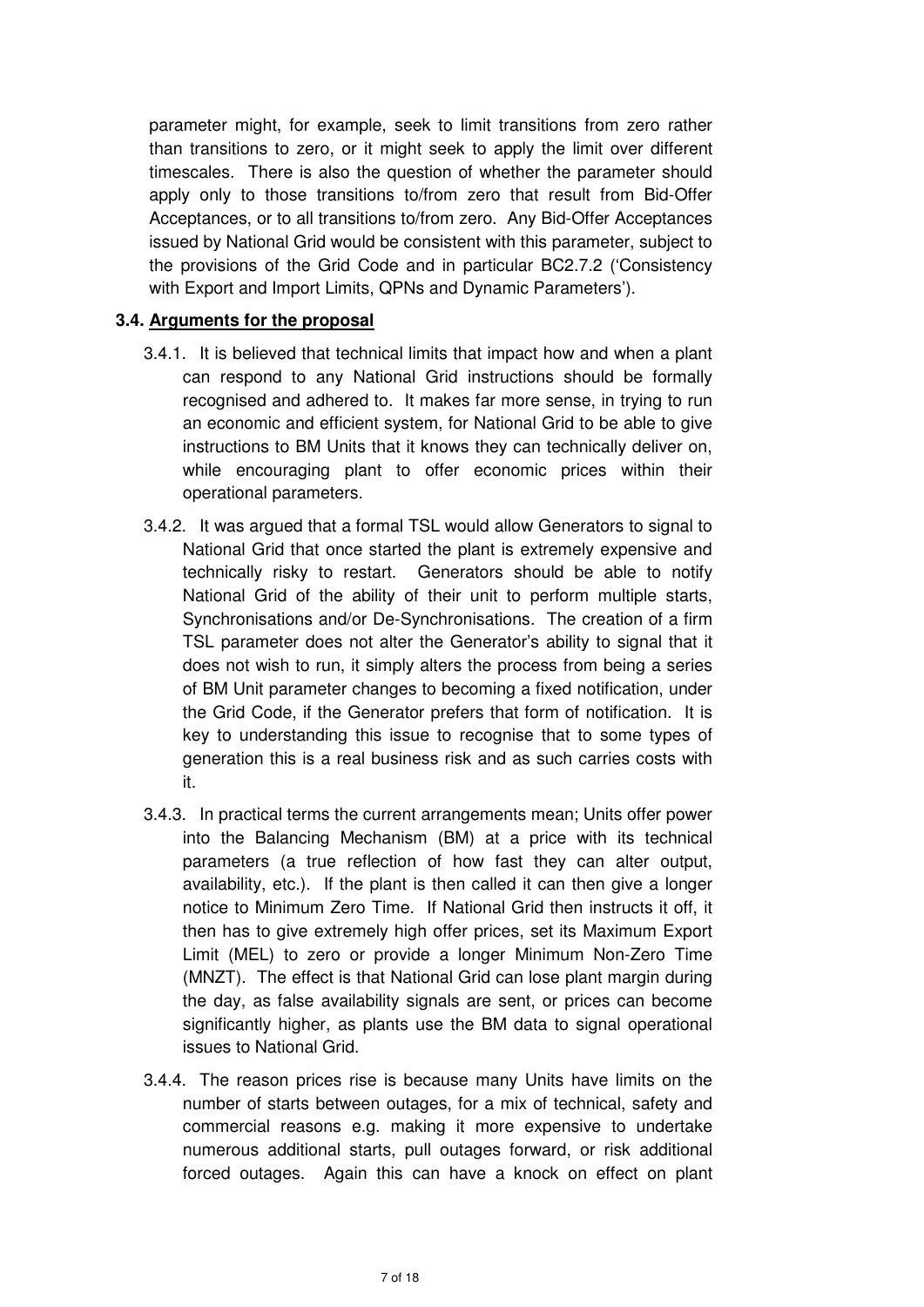parameter might, for example, seek to limit transitions from zero rather than transitions to zero, or it might seek to apply the limit over different timescales. There is also the question of whether the parameter should apply only to those transitions to/from zero that result from Bid-Offer Acceptances, or to all transitions to/from zero. Any Bid-Offer Acceptances issued by National Grid would be consistent with this parameter, subject to the provisions of the Grid Code and in particular BC2.7.2 ('Consistency with Export and Import Limits, QPNs and Dynamic Parameters').

### 3.4. Arguments for the proposal

3.4.1. It is believed that technical limits that impact how and when a plant can respond to any National Grid instructions should be formally recognised and adhered to. It makes far more sense, in trying to run an economic and efficient system, for National Grid to be able to give instructions to BM Units that it knows they can technically deliver on, while encouraging plant to offer economic prices within their operational parameters.

3.4.2. It was argued that a formal TSL would allow Generators to signal to National Grid that once started the plant is extremely expensive and technically risky to restart. Generators should be able to notify National Grid of the ability of their unit to perform multiple starts, Synchronisations and/or De-Synchronisations. The creation of a firm TSL parameter does not alter the Generator's ability to signal that it does not wish to run, it simply alters the process from being a series of BM Unit parameter changes to becoming a fixed notification, under the Grid Code, if the Generator prefers that form of notification. It is key to understanding this issue to recognise that to some types of generation this is a real business risk and as such carries costs with it.

3.4.3. In practical terms the current arrangements mean; Units offer power into the Balancing Mechanism (BM) at a price with its technical parameters (a true reflection of how fast they can alter output, availability, etc.). If the plant is then called it can then give a longer notice to Minimum Zero Time. If National Grid then instructs it off, it then has to give extremely high offer prices, set its Maximum Export Limit (MEL) to zero or provide a longer Minimum Non-Zero Time (MNZT). The effect is that National Grid can lose plant margin during the day, as false availability signals are sent, or prices can become significantly higher, as plants use the BM data to signal operational issues to National Grid.

3.4.4. The reason prices rise is because many Units have limits on the number of starts between outages, for a mix of technical, safety and commercial reasons e.g. making it more expensive to undertake numerous additional starts, pull outages forward, or risk additional forced outages. Again this can have a knock on effect on plant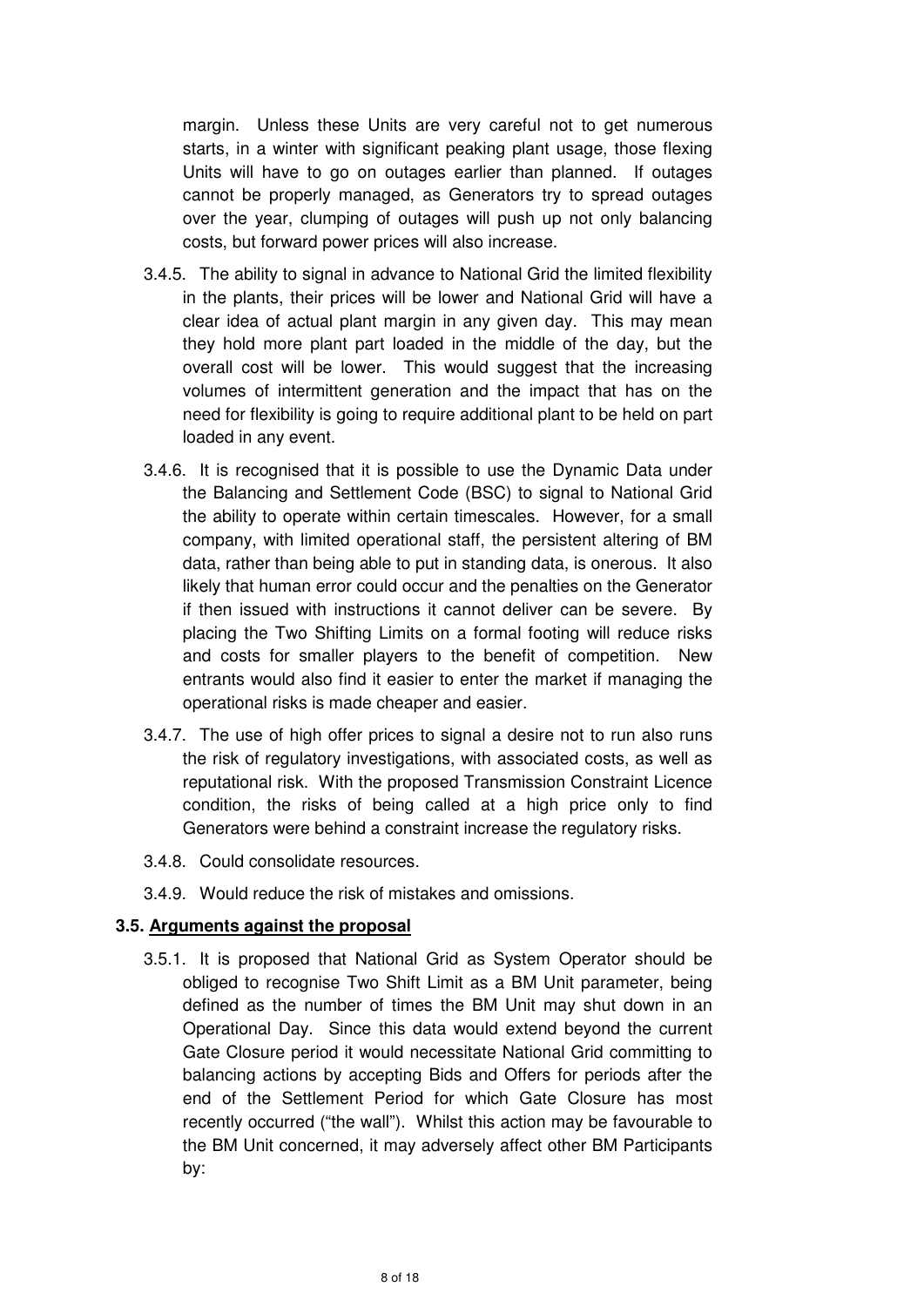margin. Unless these Units are very careful not to get numerous starts, in a winter with significant peaking plant usage, those flexing Units will have to go on outages earlier than planned. If outages cannot be properly managed, as Generators try to spread outages over the year, clumping of outages will push up not only balancing costs, but forward power prices will also increase.

3.4.5. The ability to signal in advance to National Grid the limited flexibility in the plants, their prices will be lower and National Grid will have a clear idea of actual plant margin in any given day. This may mean they hold more plant part loaded in the middle of the day, but the overall cost will be lower. This would suggest that the increasing volumes of intermittent generation and the impact that has on the need for flexibility is going to require additional plant to be held on part loaded in any event.

3.4.6. It is recognised that it is possible to use the Dynamic Data under the Balancing and Settlement Code (BSC) to signal to National Grid the ability to operate within certain timescales. However, for a small company, with limited operational staff, the persistent altering of BM data, rather than being able to put in standing data, is onerous. It also likely that human error could occur and the penalties on the Generator if then issued with instructions it cannot deliver can be severe. By placing the Two Shifting Limits on a formal footing will reduce risks and costs for smaller players to the benefit of competition. New entrants would also find it easier to enter the market if managing the operational risks is made cheaper and easier.

3.4.7. The use of high offer prices to signal a desire not to run also runs the risk of regulatory investigations, with associated costs, as well as reputational risk. With the proposed Transmission Constraint Licence condition, the risks of being called at a high price only to find Generators were behind a constraint increase the regulatory risks.

3.4.8. Could consolidate resources.

3.4.9. Would reduce the risk of mistakes and omissions.

### 3.5. Arguments against the proposal

3.5.1. It is proposed that National Grid as System Operator should be obliged to recognise Two Shift Limit as a BM Unit parameter, being defined as the number of times the BM Unit may shut down in an Operational Day. Since this data would extend beyond the current Gate Closure period it would necessitate National Grid committing to balancing actions by accepting Bids and Offers for periods after the end of the Settlement Period for which Gate Closure has most recently occurred ("the wall"). Whilst this action may be favourable to the BM Unit concerned, it may adversely affect other BM Participants by: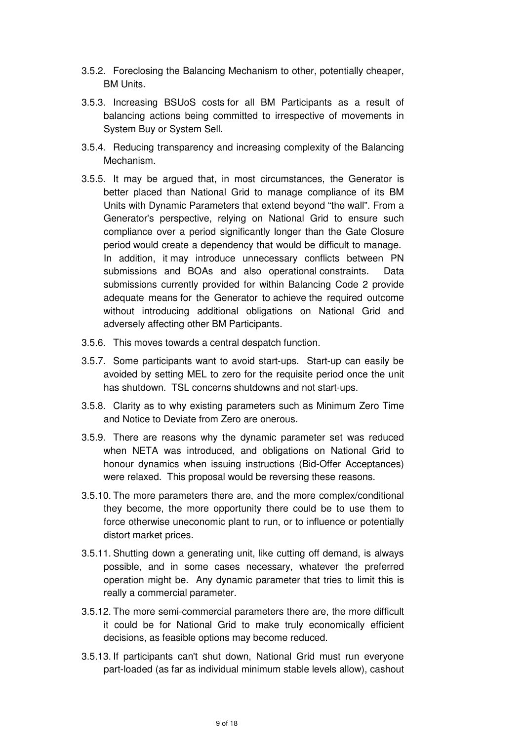3.5.2. Foreclosing the Balancing Mechanism to other, potentially cheaper, BM Units.

3.5.3. Increasing BSUoS costs for all BM Participants as a result of balancing actions being committed to irrespective of movements in System Buy or System Sell.

3.5.4. Reducing transparency and increasing complexity of the Balancing Mechanism.

3.5.5. It may be argued that, in most circumstances, the Generator is better placed than National Grid to manage compliance of its BM Units with Dynamic Parameters that extend beyond "the wall". From a Generator's perspective, relying on National Grid to ensure such compliance over a period significantly longer than the Gate Closure period would create a dependency that would be difficult to manage. In addition, it may introduce unnecessary conflicts between PN submissions and BOAs and also operational constraints. Data submissions currently provided for within Balancing Code 2 provide adequate means for the Generator to achieve the required outcome without introducing additional obligations on National Grid and adversely affecting other BM Participants.

3.5.6. This moves towards a central despatch function.

3.5.7. Some participants want to avoid start-ups. Start-up can easily be avoided by setting MEL to zero for the requisite period once the unit has shutdown. TSL concerns shutdowns and not start-ups.

3.5.8. Clarity as to why existing parameters such as Minimum Zero Time and Notice to Deviate from Zero are onerous.

3.5.9. There are reasons why the dynamic parameter set was reduced when NETA was introduced, and obligations on National Grid to honour dynamics when issuing instructions (Bid-Offer Acceptances) were relaxed. This proposal would be reversing these reasons.

3.5.10. The more parameters there are, and the more complex/conditional they become, the more opportunity there could be to use them to force otherwise uneconomic plant to run, or to influence or potentially distort market prices.

3.5.11. Shutting down a generating unit, like cutting off demand, is always possible, and in some cases necessary, whatever the preferred operation might be. Any dynamic parameter that tries to limit this is really a commercial parameter.

3.5.12. The more semi-commercial parameters there are, the more difficult it could be for National Grid to make truly economically efficient decisions, as feasible options may become reduced.

3.5.13. If participants can't shut down, National Grid must run everyone part-loaded (as far as individual minimum stable levels allow), cashout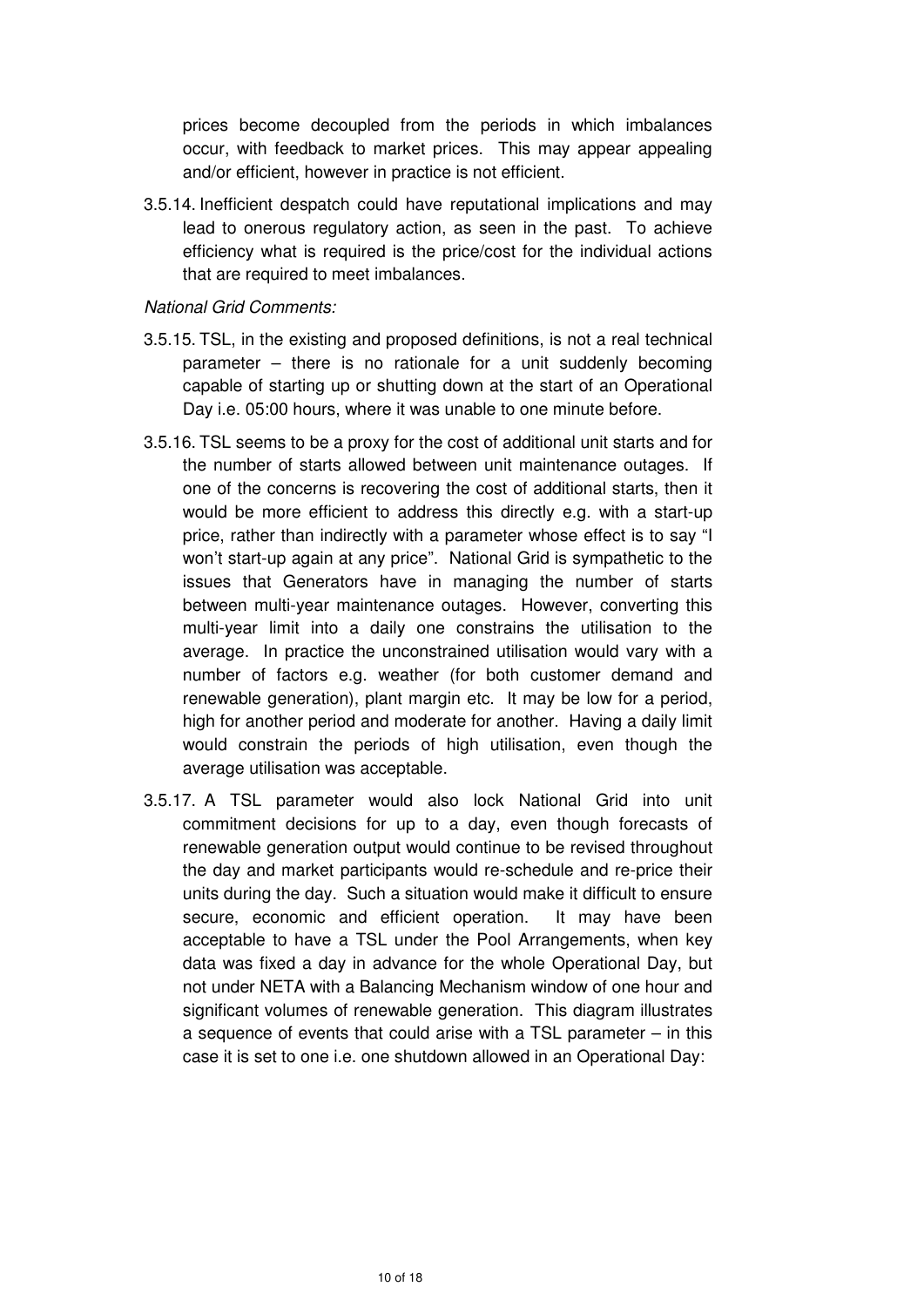prices become decoupled from the periods in which imbalances occur, with feedback to market prices. This may appear appealing and/or efficient, however in practice is not efficient.

3.5.14. Inefficient despatch could have reputational implications and may lead to onerous regulatory action, as seen in the past. To achieve efficiency what is required is the price/cost for the individual actions that are required to meet imbalances.

*National Grid Comments:*

3.5.15. TSL, in the existing and proposed definitions, is not a real technical parameter – there is no rationale for a unit suddenly becoming capable of starting up or shutting down at the start of an Operational Day i.e. 05:00 hours, where it was unable to one minute before.

3.5.16. TSL seems to be a proxy for the cost of additional unit starts and for the number of starts allowed between unit maintenance outages. If one of the concerns is recovering the cost of additional starts, then it would be more efficient to address this directly e.g. with a start-up price, rather than indirectly with a parameter whose effect is to say "I won't start-up again at any price". National Grid is sympathetic to the issues that Generators have in managing the number of starts between multi-year maintenance outages. However, converting this multi-year limit into a daily one constrains the utilisation to the average. In practice the unconstrained utilisation would vary with a number of factors e.g. weather (for both customer demand and renewable generation), plant margin etc. It may be low for a period, high for another period and moderate for another. Having a daily limit would constrain the periods of high utilisation, even though the average utilisation was acceptable.

3.5.17. A TSL parameter would also lock National Grid into unit commitment decisions for up to a day, even though forecasts of renewable generation output would continue to be revised throughout the day and market participants would re-schedule and re-price their units during the day. Such a situation would make it difficult to ensure secure, economic and efficient operation. It may have been acceptable to have a TSL under the Pool Arrangements, when key data was fixed a day in advance for the whole Operational Day, but not under NETA with a Balancing Mechanism window of one hour and significant volumes of renewable generation. This diagram illustrates a sequence of events that could arise with a TSL parameter – in this case it is set to one i.e. one shutdown allowed in an Operational Day: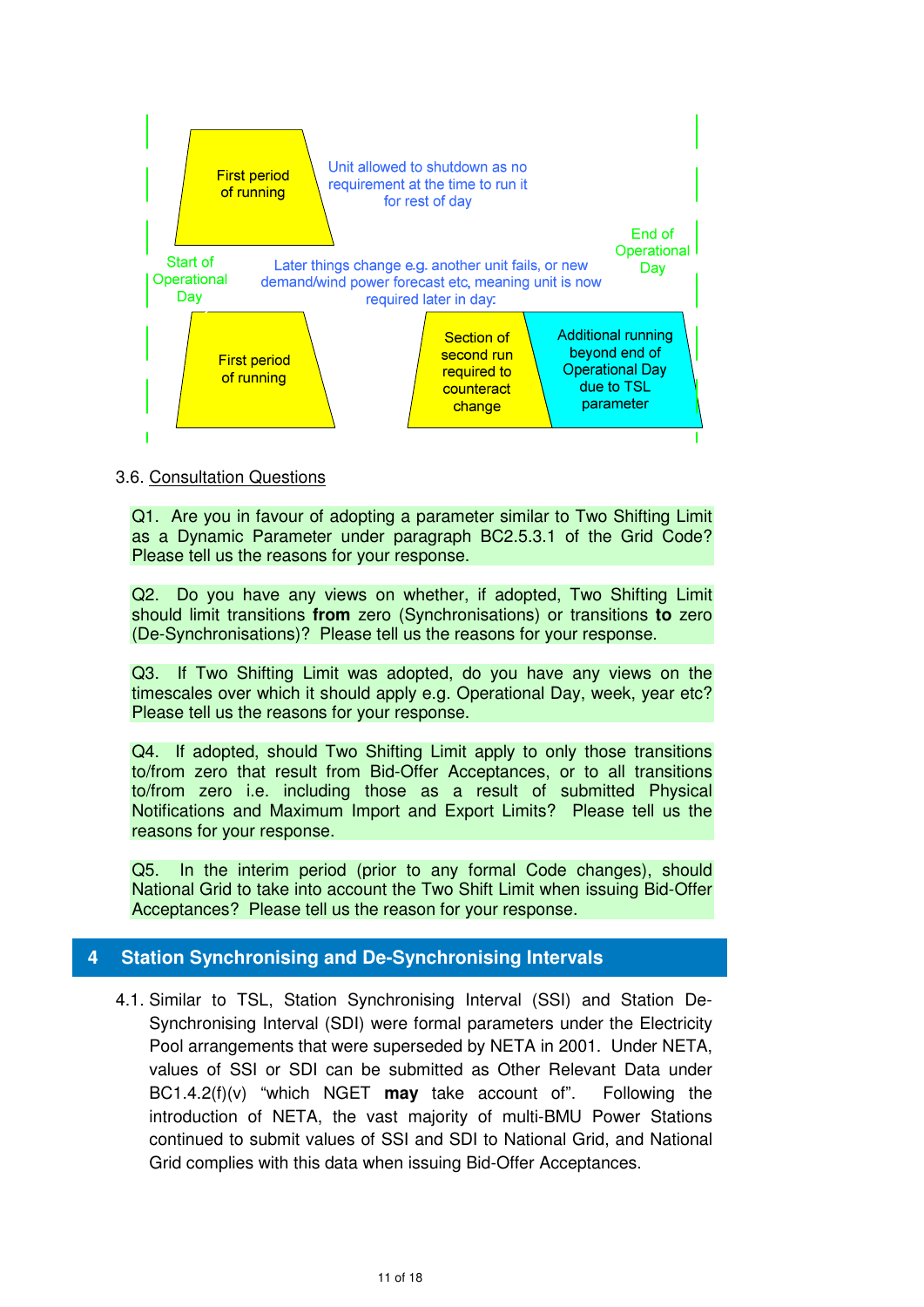First period of running

Unit allowed to shutdown as no requirement at the time to run it for rest of day

End of Operational Day

Start of Operational Day

Later things change e.g. another unit fails, or new demand/wind power forecast etc, meaning unit is now required later in day:

First period of running

Section of second run required to counteract change

Additional running beyond end of Operational Day due to TSL parameter

3.6. Consultation Questions

Q1. Are you in favour of adopting a parameter similar to Two Shifting Limit as a Dynamic Parameter under paragraph BC2.5.3.1 of the Grid Code? Please tell us the reasons for your response.

Q2. Do you have any views on whether, if adopted, Two Shifting Limit should limit transitions **from** zero (Synchronisations) or transitions **to** zero (De-Synchronisations)? Please tell us the reasons for your response.

Q3. If Two Shifting Limit was adopted, do you have any views on the timescales over which it should apply e.g. Operational Day, week, year etc? Please tell us the reasons for your response.

Q4. If adopted, should Two Shifting Limit apply to only those transitions to/from zero that result from Bid-Offer Acceptances, or to all transitions to/from zero i.e. including those as a result of submitted Physical Notifications and Maximum Import and Export Limits? Please tell us the reasons for your response.

Q5. In the interim period (prior to any formal Code changes), should National Grid to take into account the Two Shift Limit when issuing Bid-Offer Acceptances? Please tell us the reason for your response.

# 4 Station Synchronising and De-Synchronising Intervals

4.1. Similar to TSL, Station Synchronising Interval (SSI) and Station De-Synchronising Interval (SDI) were formal parameters under the Electricity Pool arrangements that were superseded by NETA in 2001. Under NETA, values of SSI or SDI can be submitted as Other Relevant Data under BC1.4.2(f)(v) "which NGET **may** take account of". Following the introduction of NETA, the vast majority of multi-BMU Power Stations continued to submit values of SSI and SDI to National Grid, and National Grid complies with this data when issuing Bid-Offer Acceptances.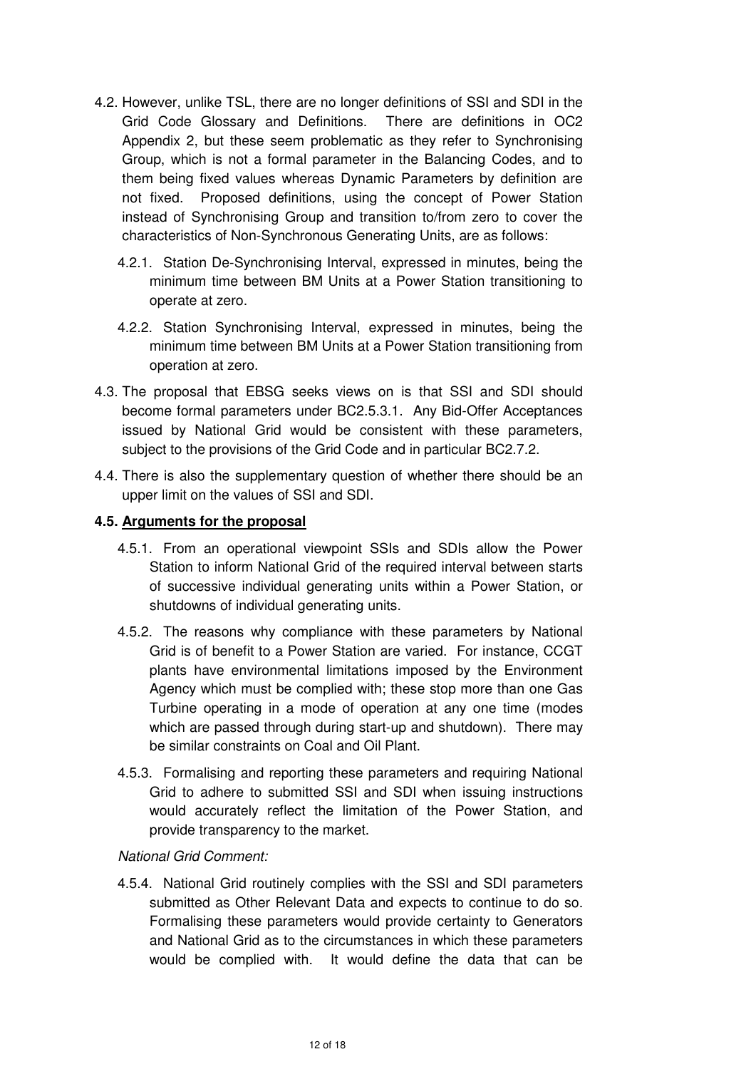4.2. However, unlike TSL, there are no longer definitions of SSI and SDI in the Grid Code Glossary and Definitions. There are definitions in OC2 Appendix 2, but these seem problematic as they refer to Synchronising Group, which is not a formal parameter in the Balancing Codes, and to them being fixed values whereas Dynamic Parameters by definition are not fixed. Proposed definitions, using the concept of Power Station instead of Synchronising Group and transition to/from zero to cover the characteristics of Non-Synchronous Generating Units, are as follows:

   4.2.1. Station De-Synchronising Interval, expressed in minutes, being the minimum time between BM Units at a Power Station transitioning to operate at zero.

   4.2.2. Station Synchronising Interval, expressed in minutes, being the minimum time between BM Units at a Power Station transitioning from operation at zero.

4.3. The proposal that EBSG seeks views on is that SSI and SDI should become formal parameters under BC2.5.3.1. Any Bid-Offer Acceptances issued by National Grid would be consistent with these parameters, subject to the provisions of the Grid Code and in particular BC2.7.2.

4.4. There is also the supplementary question of whether there should be an upper limit on the values of SSI and SDI.

**4.5. Arguments for the proposal**

   4.5.1. From an operational viewpoint SSIs and SDIs allow the Power Station to inform National Grid of the required interval between starts of successive individual generating units within a Power Station, or shutdowns of individual generating units.

   4.5.2. The reasons why compliance with these parameters by National Grid is of benefit to a Power Station are varied. For instance, CCGT plants have environmental limitations imposed by the Environment Agency which must be complied with; these stop more than one Gas Turbine operating in a mode of operation at any one time (modes which are passed through during start-up and shutdown). There may be similar constraints on Coal and Oil Plant.

   4.5.3. Formalising and reporting these parameters and requiring National Grid to adhere to submitted SSI and SDI when issuing instructions would accurately reflect the limitation of the Power Station, and provide transparency to the market.

   *National Grid Comment:*

   4.5.4. National Grid routinely complies with the SSI and SDI parameters submitted as Other Relevant Data and expects to continue to do so. Formalising these parameters would provide certainty to Generators and National Grid as to the circumstances in which these parameters would be complied with. It would define the data that can be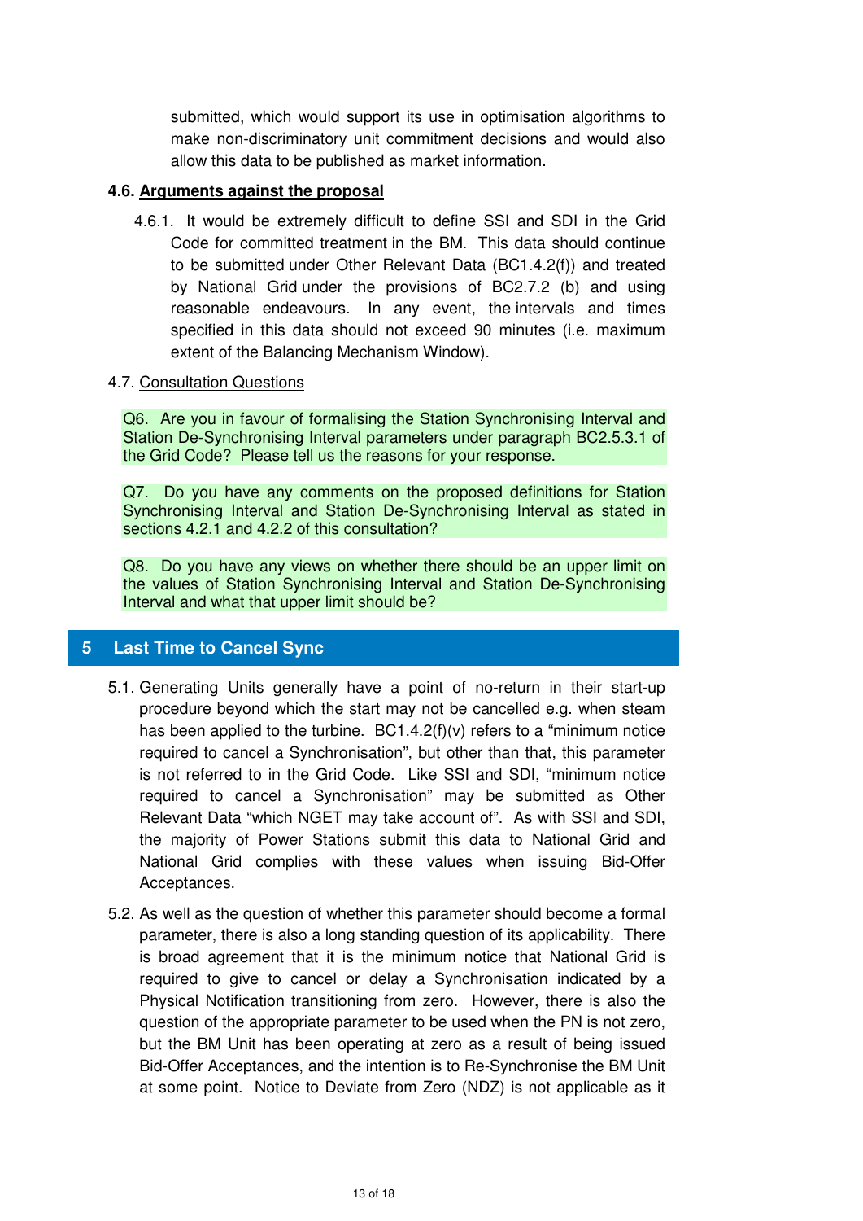submitted, which would support its use in optimisation algorithms to make non-discriminatory unit commitment decisions and would also allow this data to be published as market information.

### 4.6. Arguments against the proposal

4.6.1. It would be extremely difficult to define SSI and SDI in the Grid Code for committed treatment in the BM. This data should continue to be submitted under Other Relevant Data (BC1.4.2(f)) and treated by National Grid under the provisions of BC2.7.2 (b) and using reasonable endeavours. In any event, the intervals and times specified in this data should not exceed 90 minutes (i.e. maximum extent of the Balancing Mechanism Window).

### 4.7. Consultation Questions

Q6. Are you in favour of formalising the Station Synchronising Interval and Station De-Synchronising Interval parameters under paragraph BC2.5.3.1 of the Grid Code? Please tell us the reasons for your response.

Q7. Do you have any comments on the proposed definitions for Station Synchronising Interval and Station De-Synchronising Interval as stated in sections 4.2.1 and 4.2.2 of this consultation?

Q8. Do you have any views on whether there should be an upper limit on the values of Station Synchronising Interval and Station De-Synchronising Interval and what that upper limit should be?

## 5 Last Time to Cancel Sync

5.1. Generating Units generally have a point of no-return in their start-up procedure beyond which the start may not be cancelled e.g. when steam has been applied to the turbine. BC1.4.2(f)(v) refers to a "minimum notice required to cancel a Synchronisation", but other than that, this parameter is not referred to in the Grid Code. Like SSI and SDI, "minimum notice required to cancel a Synchronisation" may be submitted as Other Relevant Data "which NGET may take account of". As with SSI and SDI, the majority of Power Stations submit this data to National Grid and National Grid complies with these values when issuing Bid-Offer Acceptances.

5.2. As well as the question of whether this parameter should become a formal parameter, there is also a long standing question of its applicability. There is broad agreement that it is the minimum notice that National Grid is required to give to cancel or delay a Synchronisation indicated by a Physical Notification transitioning from zero. However, there is also the question of the appropriate parameter to be used when the PN is not zero, but the BM Unit has been operating at zero as a result of being issued Bid-Offer Acceptances, and the intention is to Re-Synchronise the BM Unit at some point. Notice to Deviate from Zero (NDZ) is not applicable as it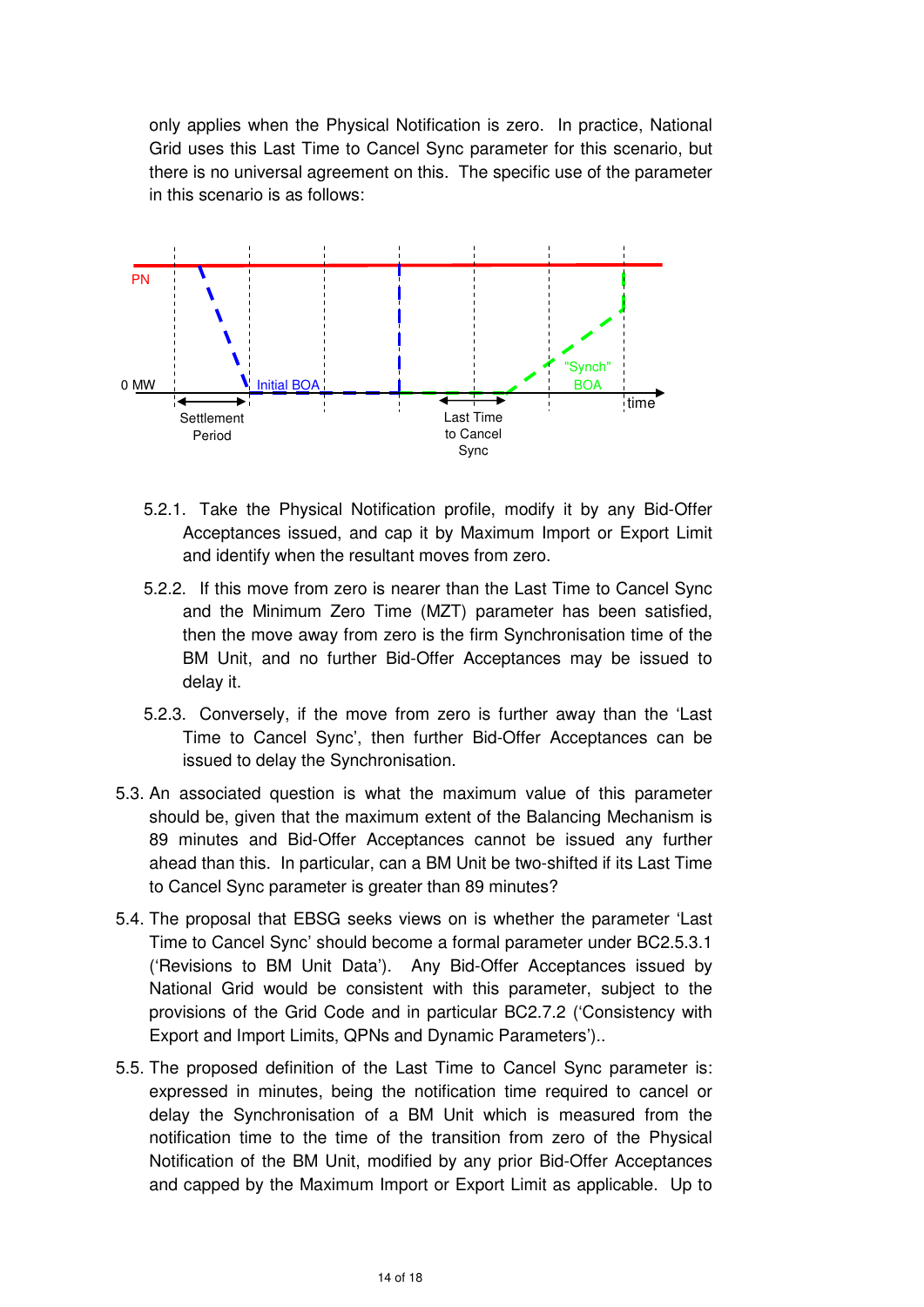only applies when the Physical Notification is zero. In practice, National Grid uses this Last Time to Cancel Sync parameter for this scenario, but there is no universal agreement on this. The specific use of the parameter in this scenario is as follows:

5.2.1. Take the Physical Notification profile, modify it by any Bid-Offer Acceptances issued, and cap it by Maximum Import or Export Limit and identify when the resultant moves from zero.

5.2.2. If this move from zero is nearer than the Last Time to Cancel Sync and the Minimum Zero Time (MZT) parameter has been satisfied, then the move away from zero is the firm Synchronisation time of the BM Unit, and no further Bid-Offer Acceptances may be issued to delay it.

5.2.3. Conversely, if the move from zero is further away than the 'Last Time to Cancel Sync', then further Bid-Offer Acceptances can be issued to delay the Synchronisation.

5.3. An associated question is what the maximum value of this parameter should be, given that the maximum extent of the Balancing Mechanism is 89 minutes and Bid-Offer Acceptances cannot be issued any further ahead than this. In particular, can a BM Unit be two-shifted if its Last Time to Cancel Sync parameter is greater than 89 minutes?

5.4. The proposal that EBSG seeks views on is whether the parameter 'Last Time to Cancel Sync' should become a formal parameter under BC2.5.3.1 ('Revisions to BM Unit Data'). Any Bid-Offer Acceptances issued by National Grid would be consistent with this parameter, subject to the provisions of the Grid Code and in particular BC2.7.2 ('Consistency with Export and Import Limits, QPNs and Dynamic Parameters')..

5.5. The proposed definition of the Last Time to Cancel Sync parameter is: expressed in minutes, being the notification time required to cancel or delay the Synchronisation of a BM Unit which is measured from the notification time to the time of the transition from zero of the Physical Notification of the BM Unit, modified by any prior Bid-Offer Acceptances and capped by the Maximum Import or Export Limit as applicable. Up to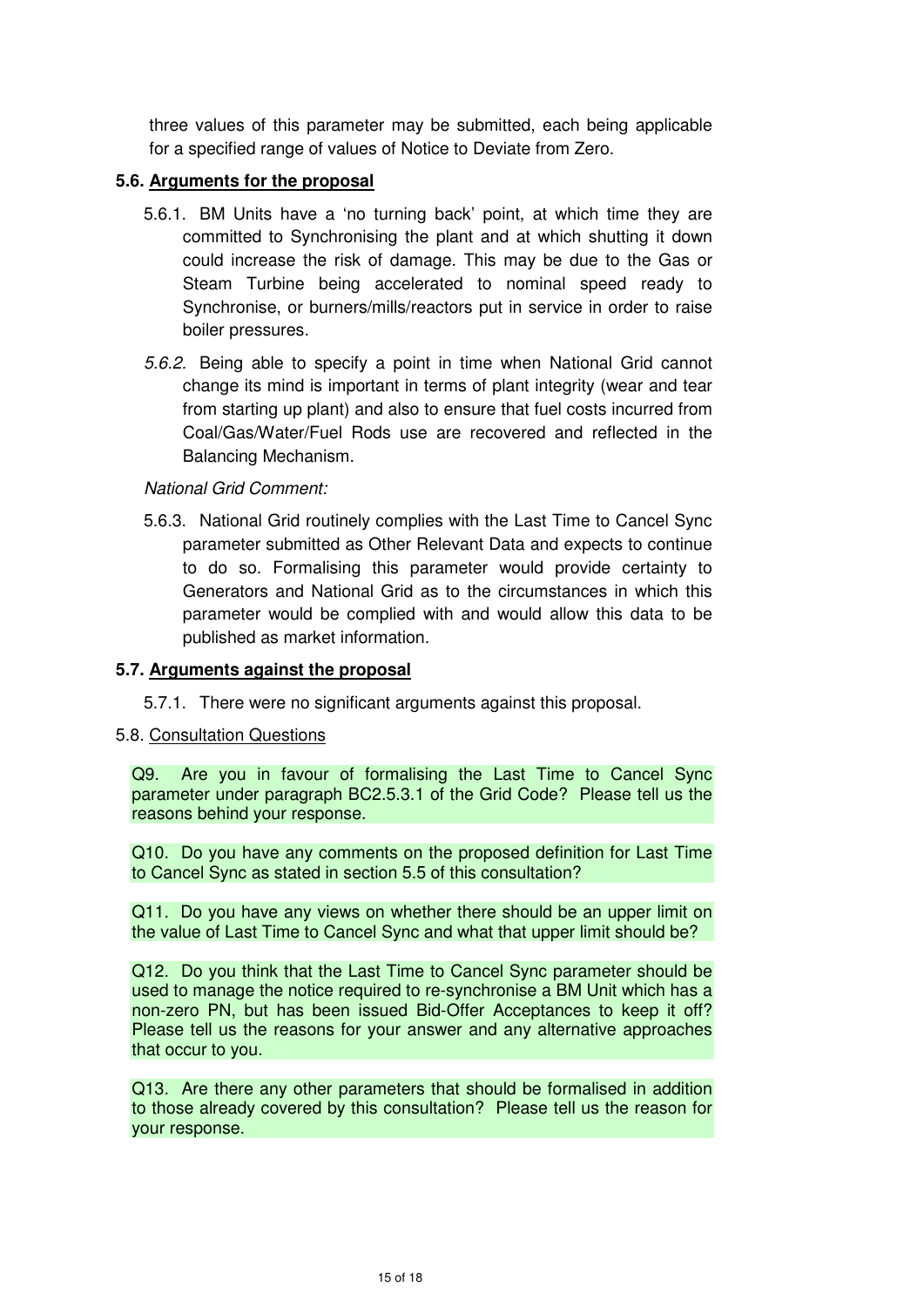three values of this parameter may be submitted, each being applicable for a specified range of values of Notice to Deviate from Zero.

### 5.6. Arguments for the proposal

5.6.1. BM Units have a 'no turning back' point, at which time they are committed to Synchronising the plant and at which shutting it down could increase the risk of damage. This may be due to the Gas or Steam Turbine being accelerated to nominal speed ready to Synchronise, or burners/mills/reactors put in service in order to raise boiler pressures.

*5.6.2.* Being able to specify a point in time when National Grid cannot change its mind is important in terms of plant integrity (wear and tear from starting up plant) and also to ensure that fuel costs incurred from Coal/Gas/Water/Fuel Rods use are recovered and reflected in the Balancing Mechanism.

*National Grid Comment:*

5.6.3. National Grid routinely complies with the Last Time to Cancel Sync parameter submitted as Other Relevant Data and expects to continue to do so. Formalising this parameter would provide certainty to Generators and National Grid as to the circumstances in which this parameter would be complied with and would allow this data to be published as market information.

### 5.7. Arguments against the proposal

5.7.1. There were no significant arguments against this proposal.

### 5.8. Consultation Questions

Q9. Are you in favour of formalising the Last Time to Cancel Sync parameter under paragraph BC2.5.3.1 of the Grid Code? Please tell us the reasons behind your response.

Q10. Do you have any comments on the proposed definition for Last Time to Cancel Sync as stated in section 5.5 of this consultation?

Q11. Do you have any views on whether there should be an upper limit on the value of Last Time to Cancel Sync and what that upper limit should be?

Q12. Do you think that the Last Time to Cancel Sync parameter should be used to manage the notice required to re-synchronise a BM Unit which has a non-zero PN, but has been issued Bid-Offer Acceptances to keep it off? Please tell us the reasons for your answer and any alternative approaches that occur to you.

Q13. Are there any other parameters that should be formalised in addition to those already covered by this consultation? Please tell us the reason for your response.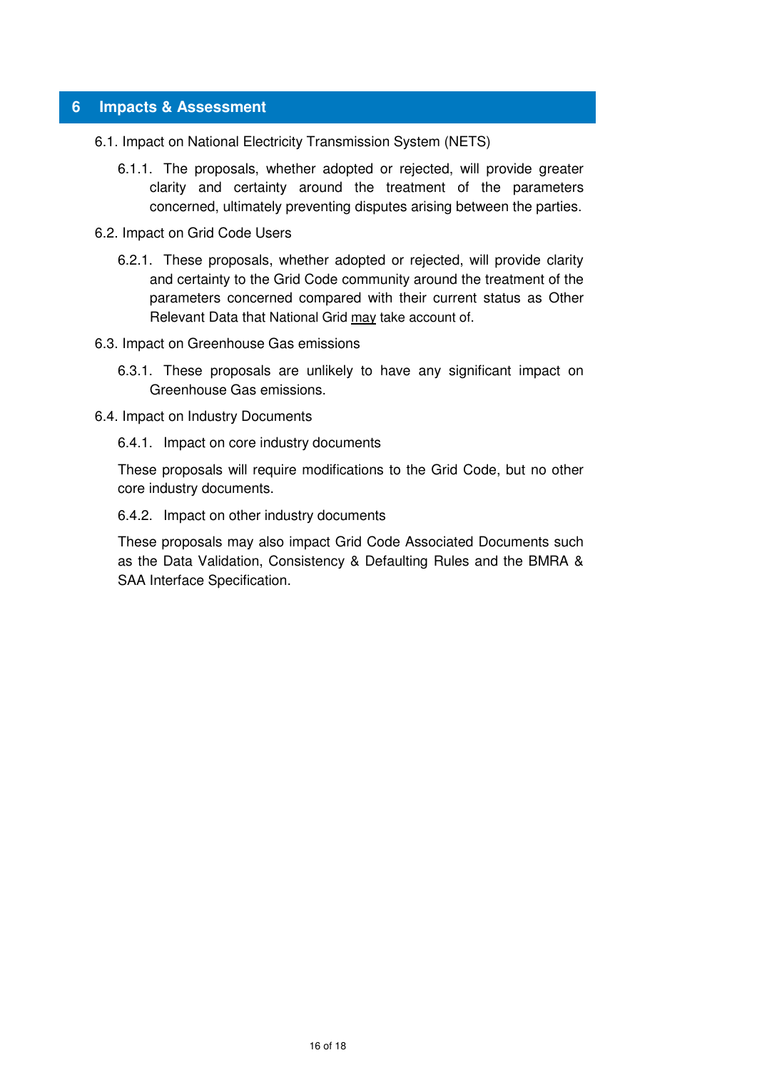# 6 Impacts & Assessment

6.1. Impact on National Electricity Transmission System (NETS)

6.1.1. The proposals, whether adopted or rejected, will provide greater clarity and certainty around the treatment of the parameters concerned, ultimately preventing disputes arising between the parties.

6.2. Impact on Grid Code Users

6.2.1. These proposals, whether adopted or rejected, will provide clarity and certainty to the Grid Code community around the treatment of the parameters concerned compared with their current status as Other Relevant Data that National Grid <u>may</u> take account of.

6.3. Impact on Greenhouse Gas emissions

6.3.1. These proposals are unlikely to have any significant impact on Greenhouse Gas emissions.

6.4. Impact on Industry Documents

6.4.1. Impact on core industry documents

These proposals will require modifications to the Grid Code, but no other core industry documents.

6.4.2. Impact on other industry documents

These proposals may also impact Grid Code Associated Documents such as the Data Validation, Consistency & Defaulting Rules and the BMRA & SAA Interface Specification.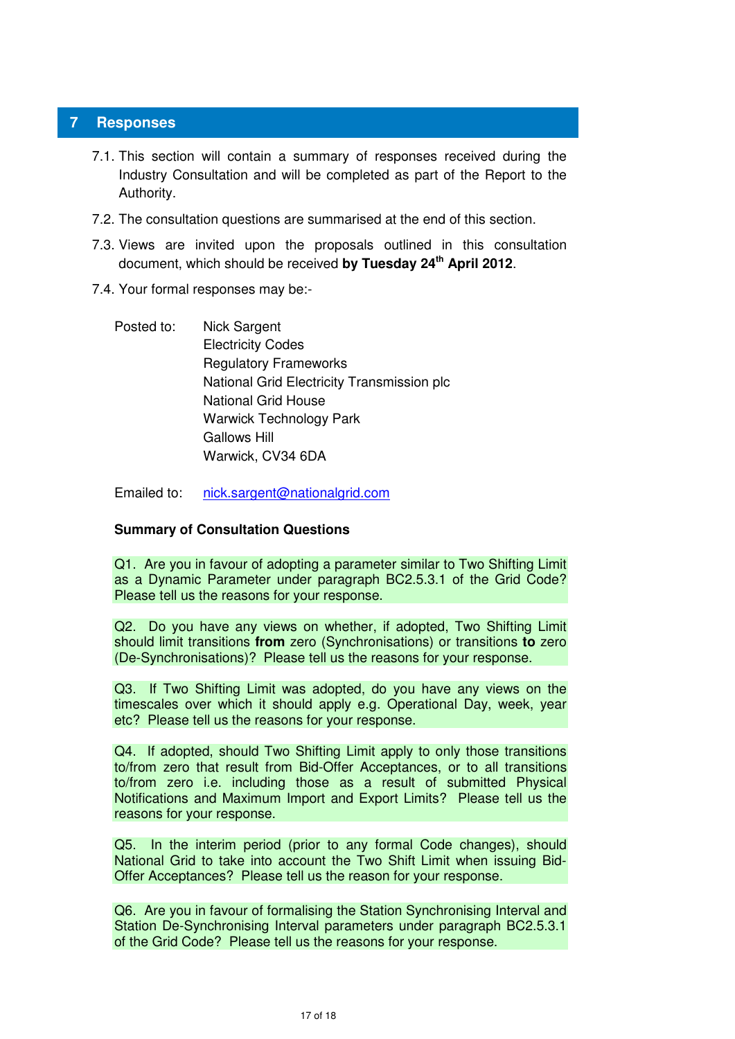# 7 Responses

7.1. This section will contain a summary of responses received during the Industry Consultation and will be completed as part of the Report to the Authority.

7.2. The consultation questions are summarised at the end of this section.

7.3. Views are invited upon the proposals outlined in this consultation document, which should be received **by Tuesday 24th April 2012**.

7.4. Your formal responses may be:-

Posted to: Nick Sargent
Electricity Codes
Regulatory Frameworks
National Grid Electricity Transmission plc
National Grid House
Warwick Technology Park
Gallows Hill
Warwick, CV34 6DA

Emailed to: nick.sargent@nationalgrid.com

**Summary of Consultation Questions**

Q1. Are you in favour of adopting a parameter similar to Two Shifting Limit as a Dynamic Parameter under paragraph BC2.5.3.1 of the Grid Code? Please tell us the reasons for your response.

Q2. Do you have any views on whether, if adopted, Two Shifting Limit should limit transitions **from** zero (Synchronisations) or transitions **to** zero (De-Synchronisations)? Please tell us the reasons for your response.

Q3. If Two Shifting Limit was adopted, do you have any views on the timescales over which it should apply e.g. Operational Day, week, year etc? Please tell us the reasons for your response.

Q4. If adopted, should Two Shifting Limit apply to only those transitions to/from zero that result from Bid-Offer Acceptances, or to all transitions to/from zero i.e. including those as a result of submitted Physical Notifications and Maximum Import and Export Limits? Please tell us the reasons for your response.

Q5. In the interim period (prior to any formal Code changes), should National Grid to take into account the Two Shift Limit when issuing Bid-Offer Acceptances? Please tell us the reason for your response.

Q6. Are you in favour of formalising the Station Synchronising Interval and Station De-Synchronising Interval parameters under paragraph BC2.5.3.1 of the Grid Code? Please tell us the reasons for your response.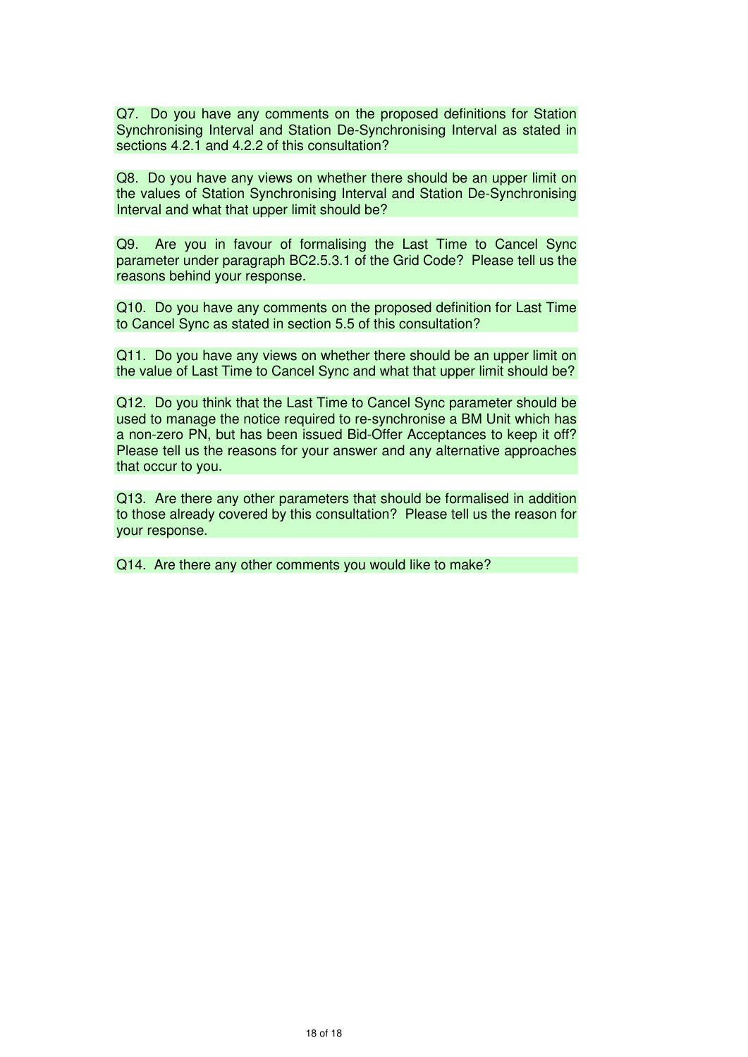Q7. Do you have any comments on the proposed definitions for Station Synchronising Interval and Station De-Synchronising Interval as stated in sections 4.2.1 and 4.2.2 of this consultation?

Q8. Do you have any views on whether there should be an upper limit on the values of Station Synchronising Interval and Station De-Synchronising Interval and what that upper limit should be?

Q9. Are you in favour of formalising the Last Time to Cancel Sync parameter under paragraph BC2.5.3.1 of the Grid Code? Please tell us the reasons behind your response.

Q10. Do you have any comments on the proposed definition for Last Time to Cancel Sync as stated in section 5.5 of this consultation?

Q11. Do you have any views on whether there should be an upper limit on the value of Last Time to Cancel Sync and what that upper limit should be?

Q12. Do you think that the Last Time to Cancel Sync parameter should be used to manage the notice required to re-synchronise a BM Unit which has a non-zero PN, but has been issued Bid-Offer Acceptances to keep it off? Please tell us the reasons for your answer and any alternative approaches that occur to you.

Q13. Are there any other parameters that should be formalised in addition to those already covered by this consultation? Please tell us the reason for your response.

Q14. Are there any other comments you would like to make?